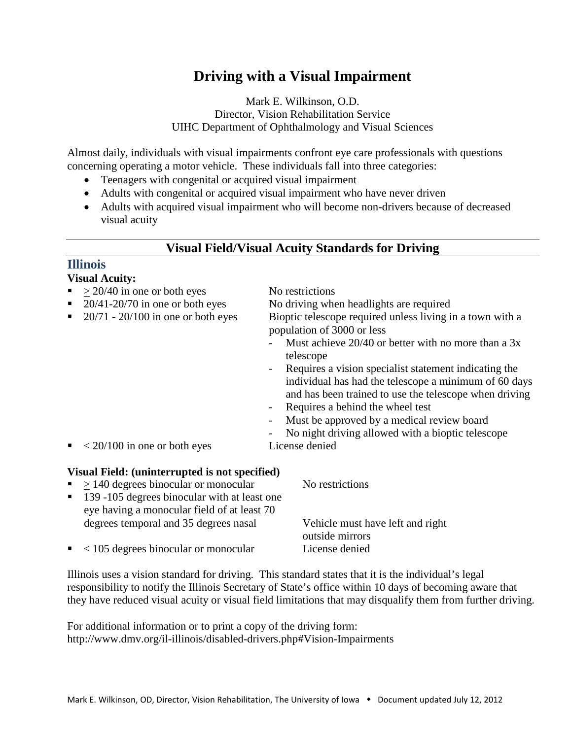# Driving with a Visual Impairment

Mark E. Wilkinson, O.D.
Director, Vision Rehabilitation Service
UIHC Department of Ophthalmology and Visual Sciences

Almost daily, individuals with visual impairments confront eye care professionals with questions concerning operating a motor vehicle. These individuals fall into three categories:

- Teenagers with congenital or acquired visual impairment
- Adults with congenital or acquired visual impairment who have never driven
- Adults with acquired visual impairment who will become non-drivers because of decreased visual acuity

## Visual Field/Visual Acuity Standards for Driving

### Illinois

**Visual Acuity:**

| | |
|---|---|
| ≥ 20/40 in one or both eyes | No restrictions |
| 20/41-20/70 in one or both eyes | No driving when headlights are required |
| 20/71 - 20/100 in one or both eyes | Bioptic telescope required unless living in a town with a population of 3000 or less<br>- Must achieve 20/40 or better with no more than a 3x telescope<br>- Requires a vision specialist statement indicating the individual has had the telescope a minimum of 60 days and has been trained to use the telescope when driving<br>- Requires a behind the wheel test<br>- Must be approved by a medical review board<br>- No night driving allowed with a bioptic telescope |
| < 20/100 in one or both eyes | License denied |

**Visual Field: (uninterrupted is not specified)**

| | |
|---|---|
| ≥ 140 degrees binocular or monocular | No restrictions |
| 139 -105 degrees binocular with at least one eye having a monocular field of at least 70 degrees temporal and 35 degrees nasal | Vehicle must have left and right outside mirrors |
| < 105 degrees binocular or monocular | License denied |

Illinois uses a vision standard for driving. This standard states that it is the individual's legal responsibility to notify the Illinois Secretary of State's office within 10 days of becoming aware that they have reduced visual acuity or visual field limitations that may disqualify them from further driving.

For additional information or to print a copy of the driving form:
http://www.dmv.org/il-illinois/disabled-drivers.php#Vision-Impairments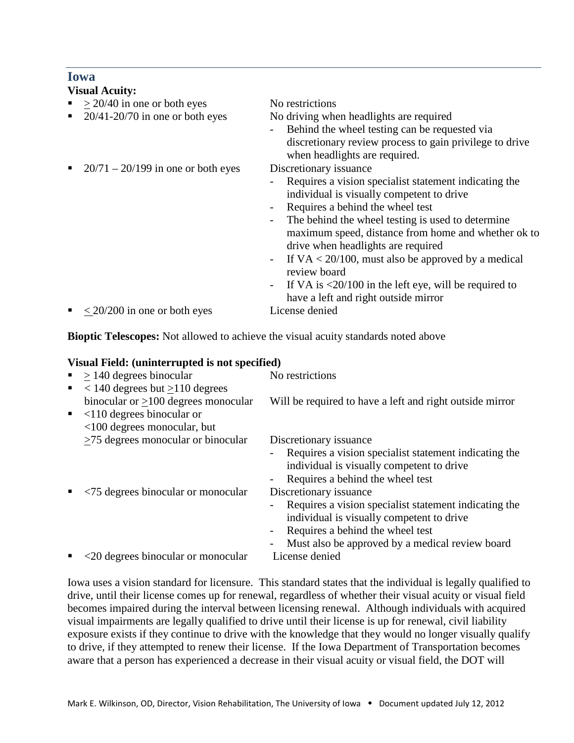## Iowa

**Visual Acuity:**

- ≥ 20/40 in one or both eyes — No restrictions
- 20/41-20/70 in one or both eyes — No driving when headlights are required
  - Behind the wheel testing can be requested via discretionary review process to gain privilege to drive when headlights are required.
- 20/71 – 20/199 in one or both eyes — Discretionary issuance
  - Requires a vision specialist statement indicating the individual is visually competent to drive
  - Requires a behind the wheel test
  - The behind the wheel testing is used to determine maximum speed, distance from home and whether ok to drive when headlights are required
  - If VA < 20/100, must also be approved by a medical review board
  - If VA is <20/100 in the left eye, will be required to have a left and right outside mirror
- ≤ 20/200 in one or both eyes — License denied

**Bioptic Telescopes:** Not allowed to achieve the visual acuity standards noted above

**Visual Field: (uninterrupted is not specified)**

- ≥ 140 degrees binocular — No restrictions
- < 140 degrees but ≥110 degrees binocular or ≥100 degrees monocular — Will be required to have a left and right outside mirror
- <110 degrees binocular or <100 degrees monocular, but ≥75 degrees monocular or binocular — Discretionary issuance
  - Requires a vision specialist statement indicating the individual is visually competent to drive
  - Requires a behind the wheel test
- <75 degrees binocular or monocular — Discretionary issuance
  - Requires a vision specialist statement indicating the individual is visually competent to drive
  - Requires a behind the wheel test
  - Must also be approved by a medical review board
- <20 degrees binocular or monocular — License denied

Iowa uses a vision standard for licensure. This standard states that the individual is legally qualified to drive, until their license comes up for renewal, regardless of whether their visual acuity or visual field becomes impaired during the interval between licensing renewal. Although individuals with acquired visual impairments are legally qualified to drive until their license is up for renewal, civil liability exposure exists if they continue to drive with the knowledge that they would no longer visually qualify to drive, if they attempted to renew their license. If the Iowa Department of Transportation becomes aware that a person has experienced a decrease in their visual acuity or visual field, the DOT will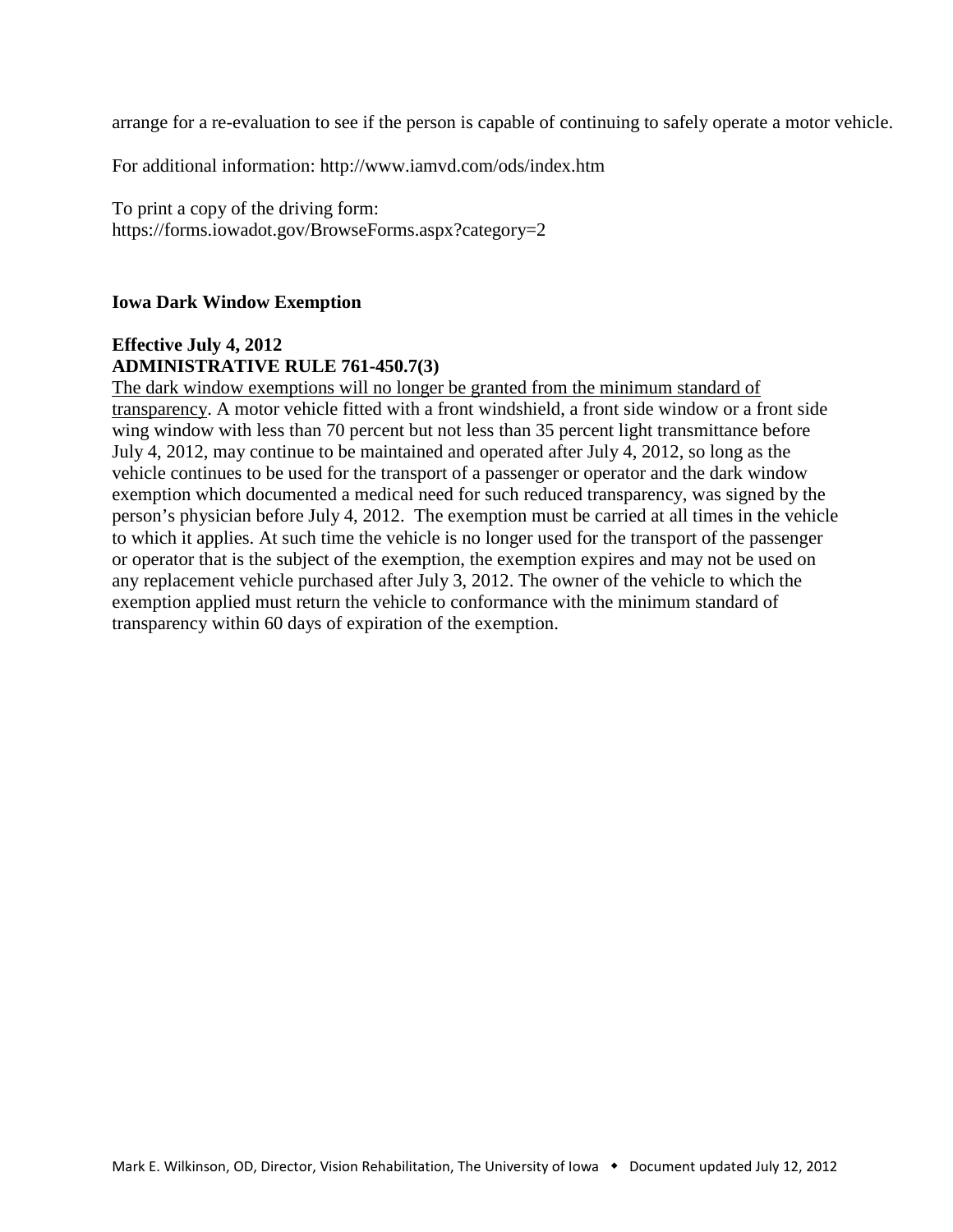arrange for a re-evaluation to see if the person is capable of continuing to safely operate a motor vehicle.

For additional information: http://www.iamvd.com/ods/index.htm

To print a copy of the driving form:
https://forms.iowadot.gov/BrowseForms.aspx?category=2

## Iowa Dark Window Exemption

### Effective July 4, 2012
### ADMINISTRATIVE RULE 761-450.7(3)

The dark window exemptions will no longer be granted from the minimum standard of transparency. A motor vehicle fitted with a front windshield, a front side window or a front side wing window with less than 70 percent but not less than 35 percent light transmittance before July 4, 2012, may continue to be maintained and operated after July 4, 2012, so long as the vehicle continues to be used for the transport of a passenger or operator and the dark window exemption which documented a medical need for such reduced transparency, was signed by the person's physician before July 4, 2012. The exemption must be carried at all times in the vehicle to which it applies. At such time the vehicle is no longer used for the transport of the passenger or operator that is the subject of the exemption, the exemption expires and may not be used on any replacement vehicle purchased after July 3, 2012. The owner of the vehicle to which the exemption applied must return the vehicle to conformance with the minimum standard of transparency within 60 days of expiration of the exemption.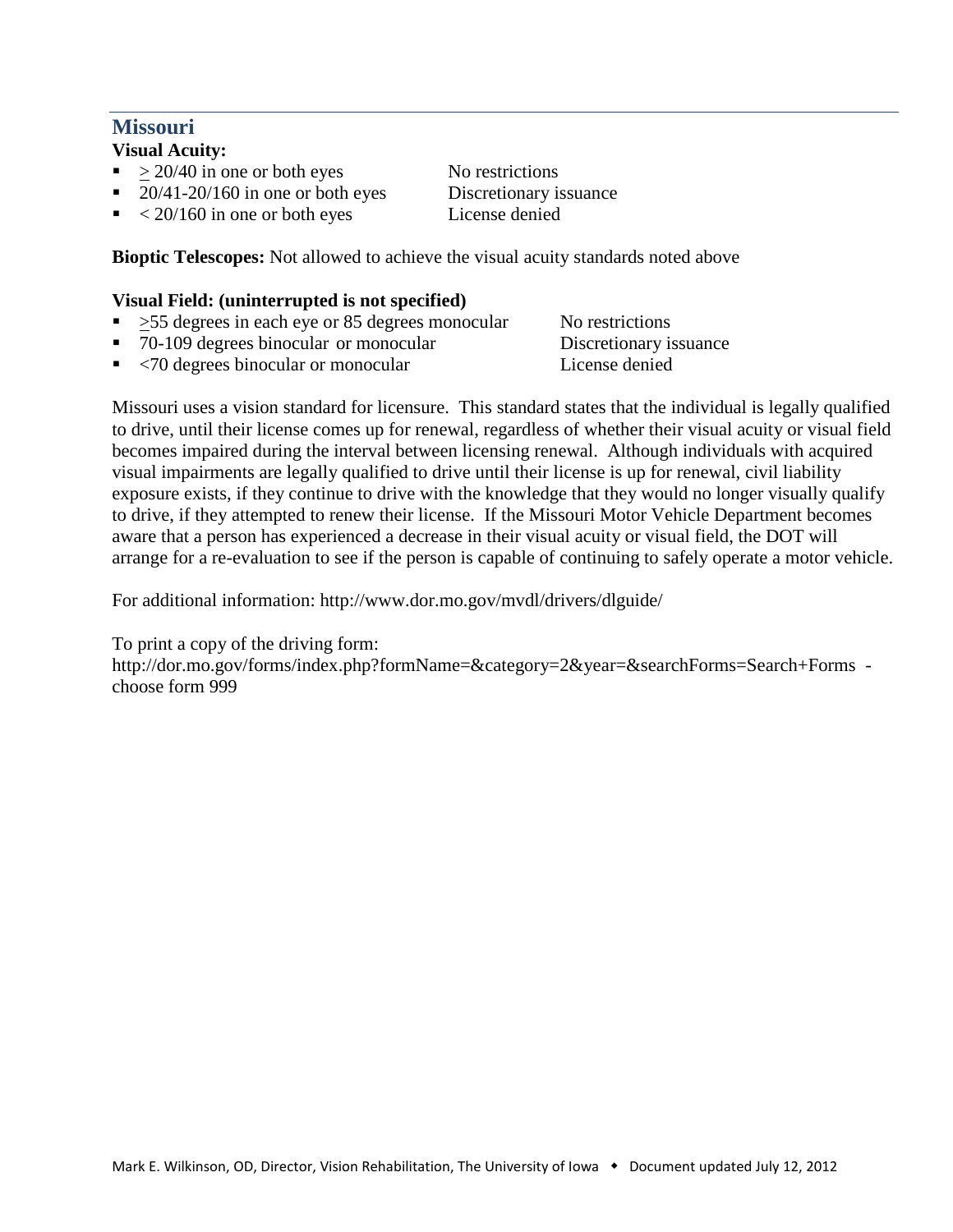## Missouri

**Visual Acuity:**

- ≥ 20/40 in one or both eyes — No restrictions
- 20/41-20/160 in one or both eyes — Discretionary issuance
- < 20/160 in one or both eyes — License denied

**Bioptic Telescopes:** Not allowed to achieve the visual acuity standards noted above

**Visual Field: (uninterrupted is not specified)**

- ≥55 degrees in each eye or 85 degrees monocular — No restrictions
- 70-109 degrees binocular or monocular — Discretionary issuance
- <70 degrees binocular or monocular — License denied

Missouri uses a vision standard for licensure. This standard states that the individual is legally qualified to drive, until their license comes up for renewal, regardless of whether their visual acuity or visual field becomes impaired during the interval between licensing renewal. Although individuals with acquired visual impairments are legally qualified to drive until their license is up for renewal, civil liability exposure exists, if they continue to drive with the knowledge that they would no longer visually qualify to drive, if they attempted to renew their license. If the Missouri Motor Vehicle Department becomes aware that a person has experienced a decrease in their visual acuity or visual field, the DOT will arrange for a re-evaluation to see if the person is capable of continuing to safely operate a motor vehicle.

For additional information: http://www.dor.mo.gov/mvdl/drivers/dlguide/

To print a copy of the driving form:
http://dor.mo.gov/forms/index.php?formName=&category=2&year=&searchForms=Search+Forms - choose form 999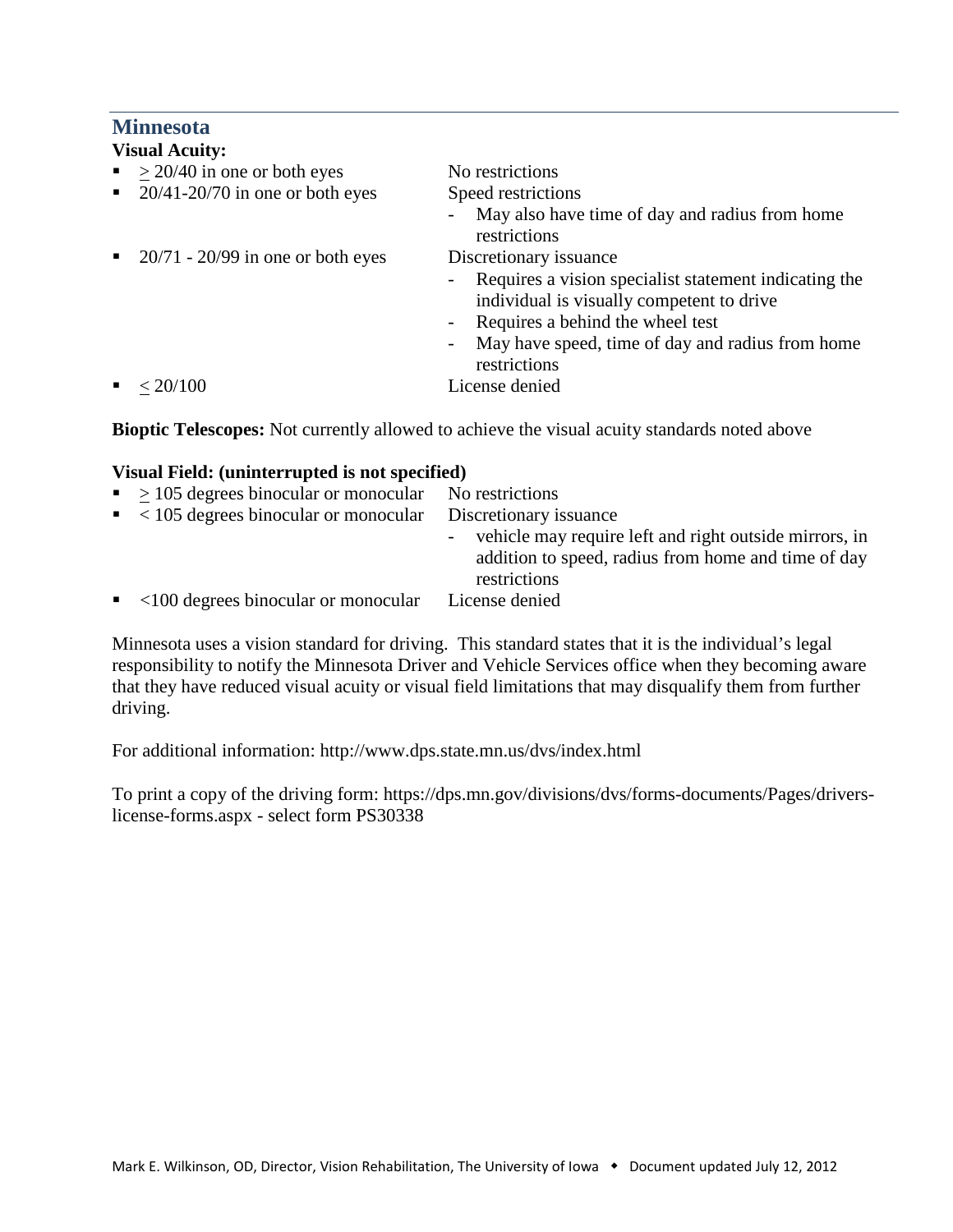## Minnesota

**Visual Acuity:**

| | |
|---|---|
| ≥ 20/40 in one or both eyes | No restrictions |
| 20/41-20/70 in one or both eyes | Speed restrictions<br>- May also have time of day and radius from home restrictions |
| 20/71 - 20/99 in one or both eyes | Discretionary issuance<br>- Requires a vision specialist statement indicating the individual is visually competent to drive<br>- Requires a behind the wheel test<br>- May have speed, time of day and radius from home restrictions |
| ≤ 20/100 | License denied |

**Bioptic Telescopes:** Not currently allowed to achieve the visual acuity standards noted above

**Visual Field: (uninterrupted is not specified)**

| | |
|---|---|
| ≥ 105 degrees binocular or monocular | No restrictions |
| < 105 degrees binocular or monocular | Discretionary issuance<br>- vehicle may require left and right outside mirrors, in addition to speed, radius from home and time of day restrictions |
| <100 degrees binocular or monocular | License denied |

Minnesota uses a vision standard for driving. This standard states that it is the individual's legal responsibility to notify the Minnesota Driver and Vehicle Services office when they becoming aware that they have reduced visual acuity or visual field limitations that may disqualify them from further driving.

For additional information: http://www.dps.state.mn.us/dvs/index.html

To print a copy of the driving form: https://dps.mn.gov/divisions/dvs/forms-documents/Pages/drivers-license-forms.aspx - select form PS30338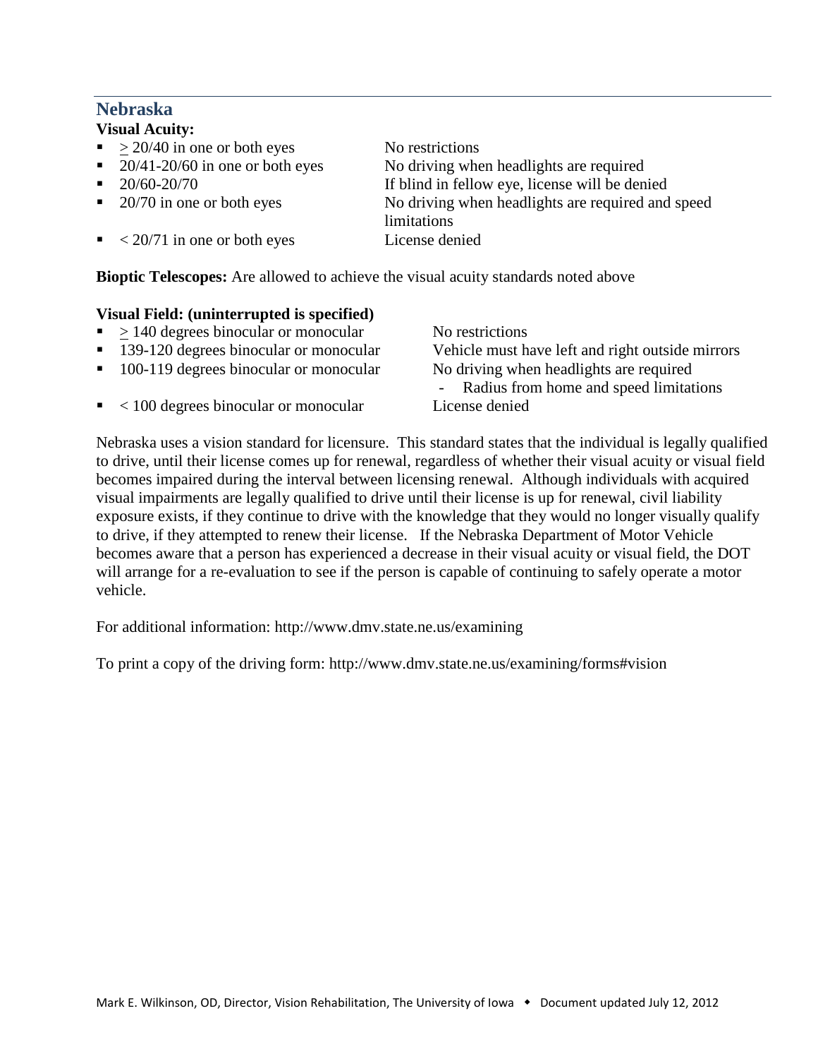## Nebraska

**Visual Acuity:**

- ≥ 20/40 in one or both eyes — No restrictions
- 20/41-20/60 in one or both eyes — No driving when headlights are required
- 20/60-20/70 — If blind in fellow eye, license will be denied
- 20/70 in one or both eyes — No driving when headlights are required and speed limitations
- < 20/71 in one or both eyes — License denied

**Bioptic Telescopes:** Are allowed to achieve the visual acuity standards noted above

**Visual Field: (uninterrupted is specified)**

- ≥ 140 degrees binocular or monocular — No restrictions
- 139-120 degrees binocular or monocular — Vehicle must have left and right outside mirrors
- 100-119 degrees binocular or monocular — No driving when headlights are required
  - Radius from home and speed limitations
- < 100 degrees binocular or monocular — License denied

Nebraska uses a vision standard for licensure. This standard states that the individual is legally qualified to drive, until their license comes up for renewal, regardless of whether their visual acuity or visual field becomes impaired during the interval between licensing renewal. Although individuals with acquired visual impairments are legally qualified to drive until their license is up for renewal, civil liability exposure exists, if they continue to drive with the knowledge that they would no longer visually qualify to drive, if they attempted to renew their license. If the Nebraska Department of Motor Vehicle becomes aware that a person has experienced a decrease in their visual acuity or visual field, the DOT will arrange for a re-evaluation to see if the person is capable of continuing to safely operate a motor vehicle.

For additional information: http://www.dmv.state.ne.us/examining

To print a copy of the driving form: http://www.dmv.state.ne.us/examining/forms#vision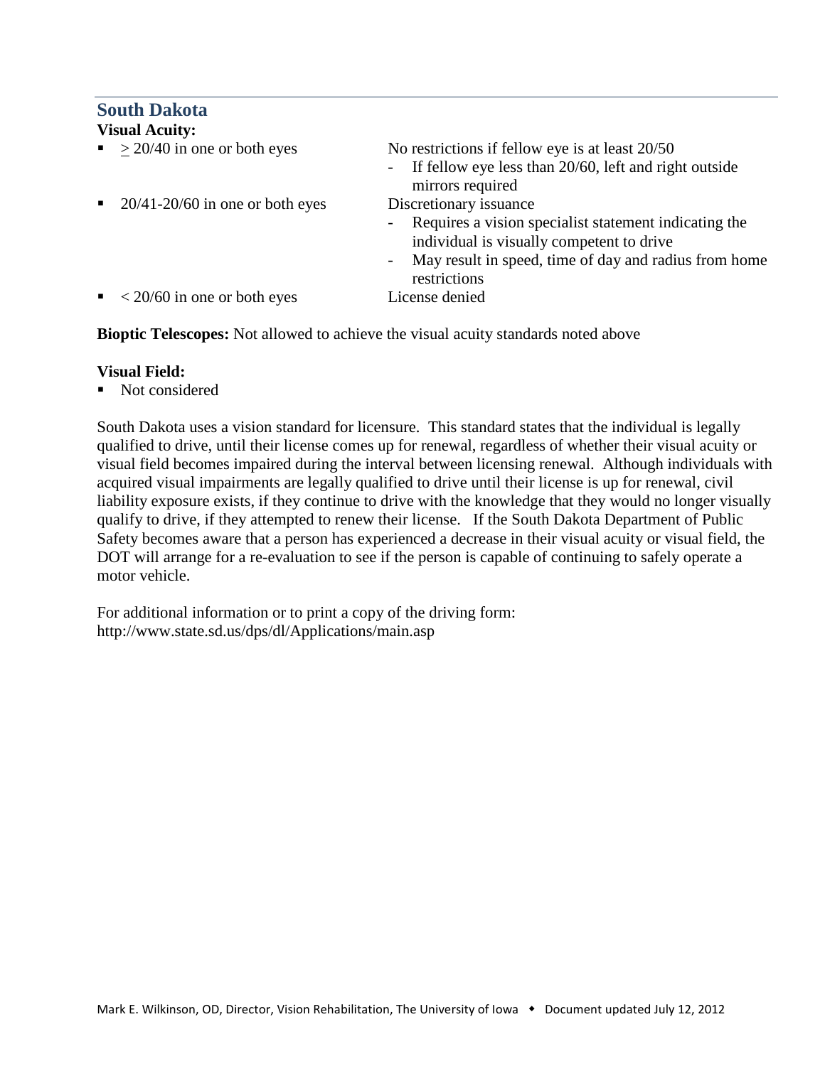## South Dakota

**Visual Acuity:**

- ≥ 20/40 in one or both eyes — No restrictions if fellow eye is at least 20/50
  - If fellow eye less than 20/60, left and right outside mirrors required
- 20/41-20/60 in one or both eyes — Discretionary issuance
  - Requires a vision specialist statement indicating the individual is visually competent to drive
  - May result in speed, time of day and radius from home restrictions
- < 20/60 in one or both eyes — License denied

**Bioptic Telescopes:** Not allowed to achieve the visual acuity standards noted above

**Visual Field:**

- Not considered

South Dakota uses a vision standard for licensure. This standard states that the individual is legally qualified to drive, until their license comes up for renewal, regardless of whether their visual acuity or visual field becomes impaired during the interval between licensing renewal. Although individuals with acquired visual impairments are legally qualified to drive until their license is up for renewal, civil liability exposure exists, if they continue to drive with the knowledge that they would no longer visually qualify to drive, if they attempted to renew their license. If the South Dakota Department of Public Safety becomes aware that a person has experienced a decrease in their visual acuity or visual field, the DOT will arrange for a re-evaluation to see if the person is capable of continuing to safely operate a motor vehicle.

For additional information or to print a copy of the driving form:
http://www.state.sd.us/dps/dl/Applications/main.asp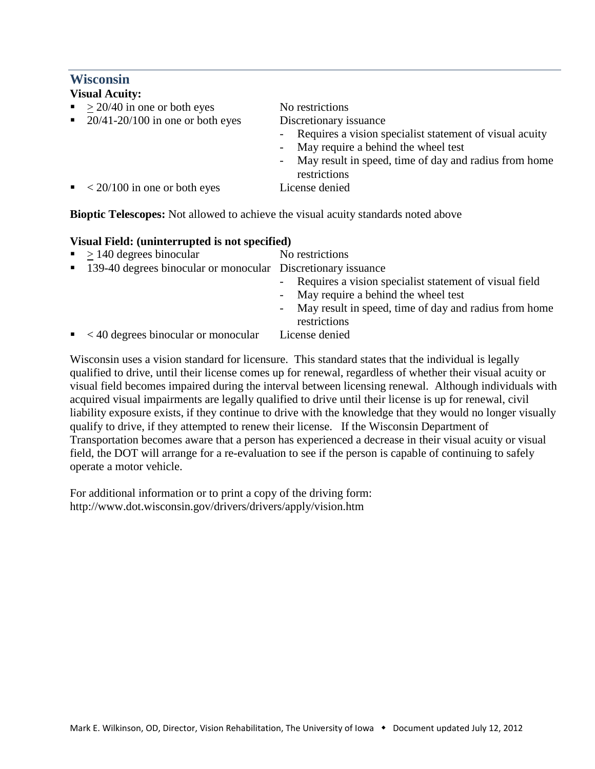## Wisconsin

**Visual Acuity:**

- ≥ 20/40 in one or both eyes — No restrictions
- 20/41-20/100 in one or both eyes — Discretionary issuance
  - Requires a vision specialist statement of visual acuity
  - May require a behind the wheel test
  - May result in speed, time of day and radius from home restrictions
- < 20/100 in one or both eyes — License denied

**Bioptic Telescopes:** Not allowed to achieve the visual acuity standards noted above

**Visual Field: (uninterrupted is not specified)**

- ≥ 140 degrees binocular — No restrictions
- 139-40 degrees binocular or monocular — Discretionary issuance
  - Requires a vision specialist statement of visual field
  - May require a behind the wheel test
  - May result in speed, time of day and radius from home restrictions
- < 40 degrees binocular or monocular — License denied

Wisconsin uses a vision standard for licensure. This standard states that the individual is legally qualified to drive, until their license comes up for renewal, regardless of whether their visual acuity or visual field becomes impaired during the interval between licensing renewal. Although individuals with acquired visual impairments are legally qualified to drive until their license is up for renewal, civil liability exposure exists, if they continue to drive with the knowledge that they would no longer visually qualify to drive, if they attempted to renew their license. If the Wisconsin Department of Transportation becomes aware that a person has experienced a decrease in their visual acuity or visual field, the DOT will arrange for a re-evaluation to see if the person is capable of continuing to safely operate a motor vehicle.

For additional information or to print a copy of the driving form:
http://www.dot.wisconsin.gov/drivers/drivers/apply/vision.htm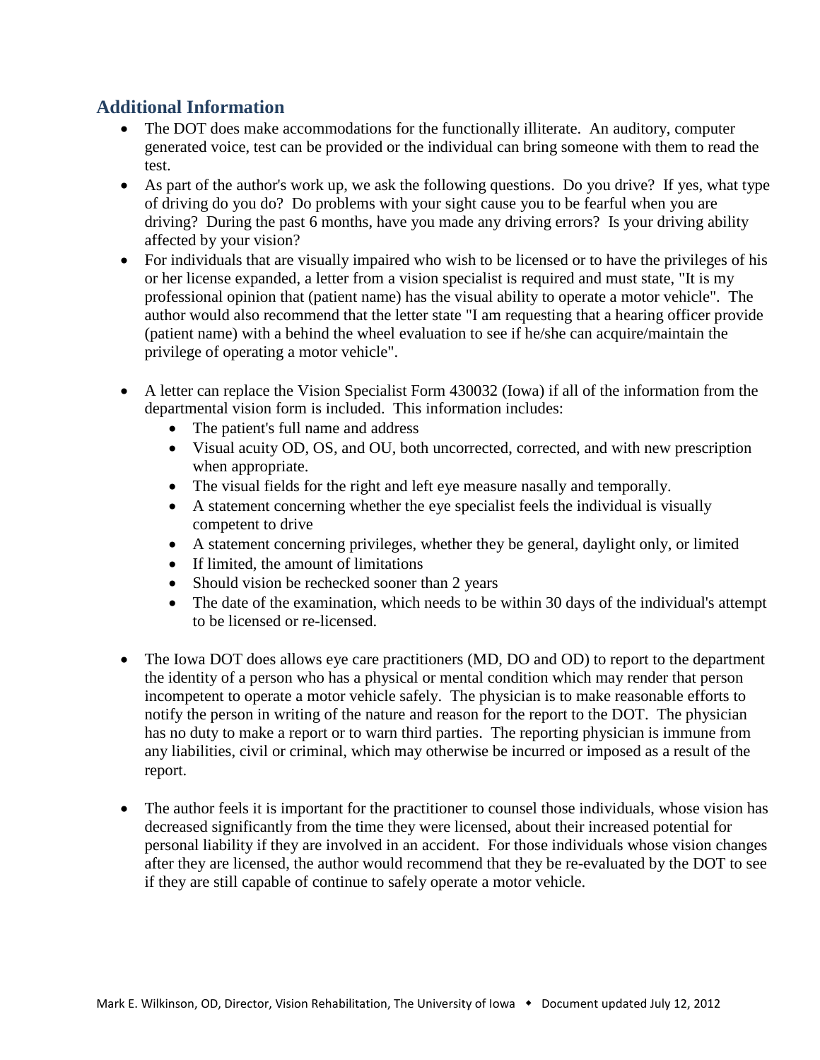## Additional Information

- The DOT does make accommodations for the functionally illiterate. An auditory, computer generated voice, test can be provided or the individual can bring someone with them to read the test.
- As part of the author's work up, we ask the following questions. Do you drive? If yes, what type of driving do you do? Do problems with your sight cause you to be fearful when you are driving? During the past 6 months, have you made any driving errors? Is your driving ability affected by your vision?
- For individuals that are visually impaired who wish to be licensed or to have the privileges of his or her license expanded, a letter from a vision specialist is required and must state, "It is my professional opinion that (patient name) has the visual ability to operate a motor vehicle". The author would also recommend that the letter state "I am requesting that a hearing officer provide (patient name) with a behind the wheel evaluation to see if he/she can acquire/maintain the privilege of operating a motor vehicle".

- A letter can replace the Vision Specialist Form 430032 (Iowa) if all of the information from the departmental vision form is included. This information includes:
  - The patient's full name and address
  - Visual acuity OD, OS, and OU, both uncorrected, corrected, and with new prescription when appropriate.
  - The visual fields for the right and left eye measure nasally and temporally.
  - A statement concerning whether the eye specialist feels the individual is visually competent to drive
  - A statement concerning privileges, whether they be general, daylight only, or limited
  - If limited, the amount of limitations
  - Should vision be rechecked sooner than 2 years
  - The date of the examination, which needs to be within 30 days of the individual's attempt to be licensed or re-licensed.

- The Iowa DOT does allows eye care practitioners (MD, DO and OD) to report to the department the identity of a person who has a physical or mental condition which may render that person incompetent to operate a motor vehicle safely. The physician is to make reasonable efforts to notify the person in writing of the nature and reason for the report to the DOT. The physician has no duty to make a report or to warn third parties. The reporting physician is immune from any liabilities, civil or criminal, which may otherwise be incurred or imposed as a result of the report.

- The author feels it is important for the practitioner to counsel those individuals, whose vision has decreased significantly from the time they were licensed, about their increased potential for personal liability if they are involved in an accident. For those individuals whose vision changes after they are licensed, the author would recommend that they be re-evaluated by the DOT to see if they are still capable of continue to safely operate a motor vehicle.